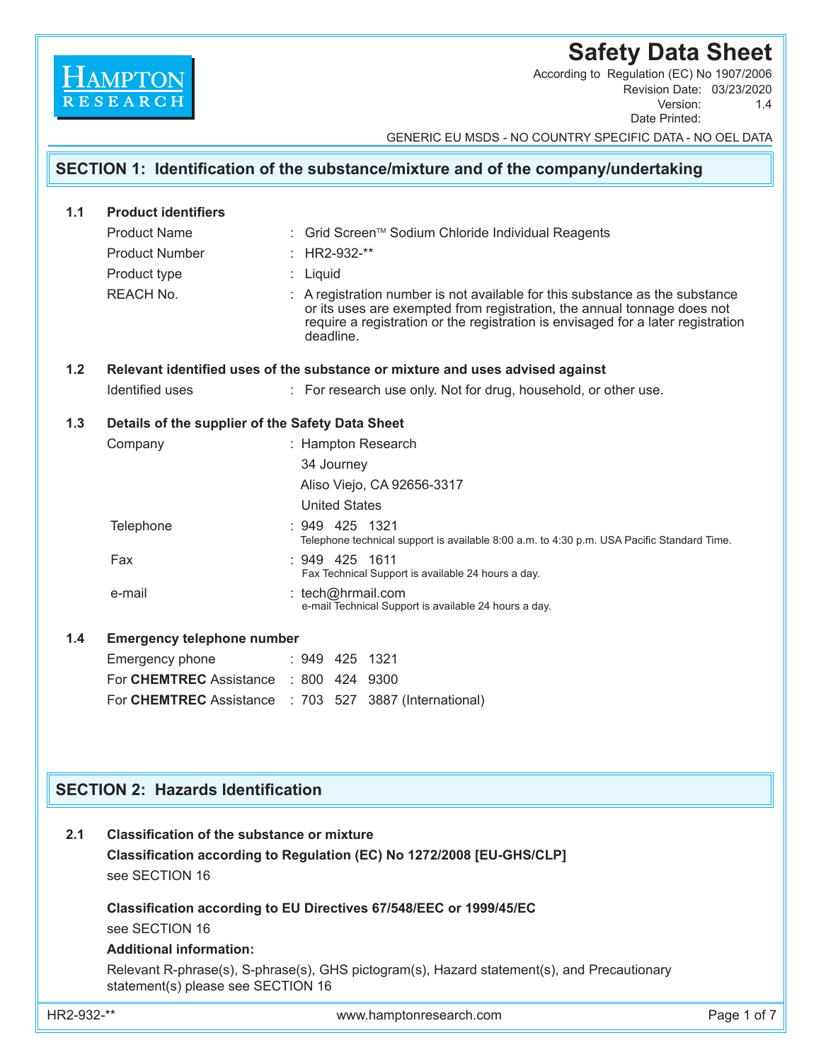**HAMPTON RESEARCH**

# Safety Data Sheet

According to Regulation (EC) No 1907/2006
Revision Date: 03/23/2020
Version: 1.4
Date Printed:

GENERIC EU MSDS - NO COUNTRY SPECIFIC DATA - NO OEL DATA

## SECTION 1: Identification of the substance/mixture and of the company/undertaking

### 1.1 Product identifiers

| | |
|---|---|
| Product Name | : Grid Screen™ Sodium Chloride Individual Reagents |
| Product Number | : HR2-932-** |
| Product type | : Liquid |
| REACH No. | : A registration number is not available for this substance as the substance or its uses are exempted from registration, the annual tonnage does not require a registration or the registration is envisaged for a later registration deadline. |

### 1.2 Relevant identified uses of the substance or mixture and uses advised against

| | |
|---|---|
| Identified uses | : For research use only. Not for drug, household, or other use. |

### 1.3 Details of the supplier of the Safety Data Sheet

| | |
|---|---|
| Company | : Hampton Research<br>34 Journey<br>Aliso Viejo, CA 92656-3317<br>United States |
| Telephone | : 949 425 1321<br>Telephone technical support is available 8:00 a.m. to 4:30 p.m. USA Pacific Standard Time. |
| Fax | : 949 425 1611<br>Fax Technical Support is available 24 hours a day. |
| e-mail | : tech@hrmail.com<br>e-mail Technical Support is available 24 hours a day. |

### 1.4 Emergency telephone number

| | |
|---|---|
| Emergency phone | : 949 425 1321 |
| For **CHEMTREC** Assistance | : 800 424 9300 |
| For **CHEMTREC** Assistance | : 703 527 3887 (International) |

## SECTION 2: Hazards Identification

### 2.1 Classification of the substance or mixture

**Classification according to Regulation (EC) No 1272/2008 [EU-GHS/CLP]**

see SECTION 16

**Classification according to EU Directives 67/548/EEC or 1999/45/EC**

see SECTION 16

**Additional information:**

Relevant R-phrase(s), S-phrase(s), GHS pictogram(s), Hazard statement(s), and Precautionary statement(s) please see SECTION 16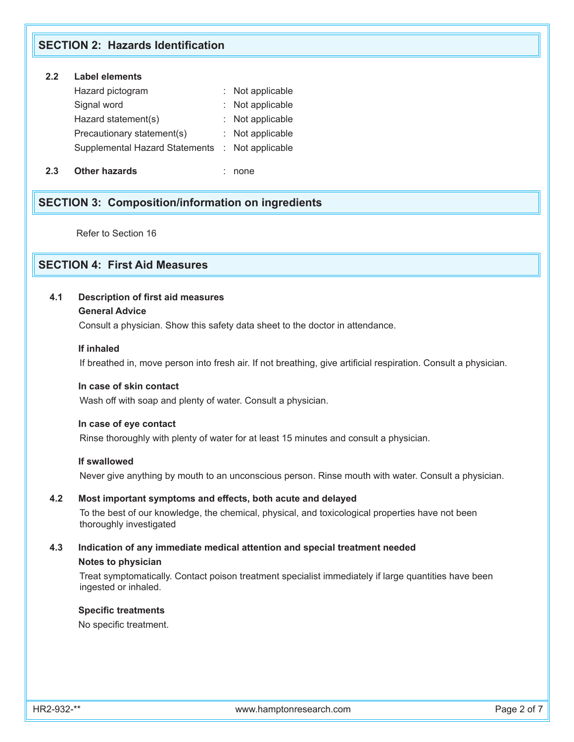## SECTION 2: Hazards Identification

**2.2 Label elements**

| | | |
|---|---|---|
| Hazard pictogram | : | Not applicable |
| Signal word | : | Not applicable |
| Hazard statement(s) | : | Not applicable |
| Precautionary statement(s) | : | Not applicable |
| Supplemental Hazard Statements | : | Not applicable |

**2.3 Other hazards** : none

## SECTION 3: Composition/information on ingredients

Refer to Section 16

## SECTION 4: First Aid Measures

**4.1 Description of first aid measures**

**General Advice**

Consult a physician. Show this safety data sheet to the doctor in attendance.

**If inhaled**

If breathed in, move person into fresh air. If not breathing, give artificial respiration. Consult a physician.

**In case of skin contact**

Wash off with soap and plenty of water. Consult a physician.

**In case of eye contact**

Rinse thoroughly with plenty of water for at least 15 minutes and consult a physician.

**If swallowed**

Never give anything by mouth to an unconscious person. Rinse mouth with water. Consult a physician.

**4.2 Most important symptoms and effects, both acute and delayed**

To the best of our knowledge, the chemical, physical, and toxicological properties have not been thoroughly investigated

**4.3 Indication of any immediate medical attention and special treatment needed**

**Notes to physician**

Treat symptomatically. Contact poison treatment specialist immediately if large quantities have been ingested or inhaled.

**Specific treatments**

No specific treatment.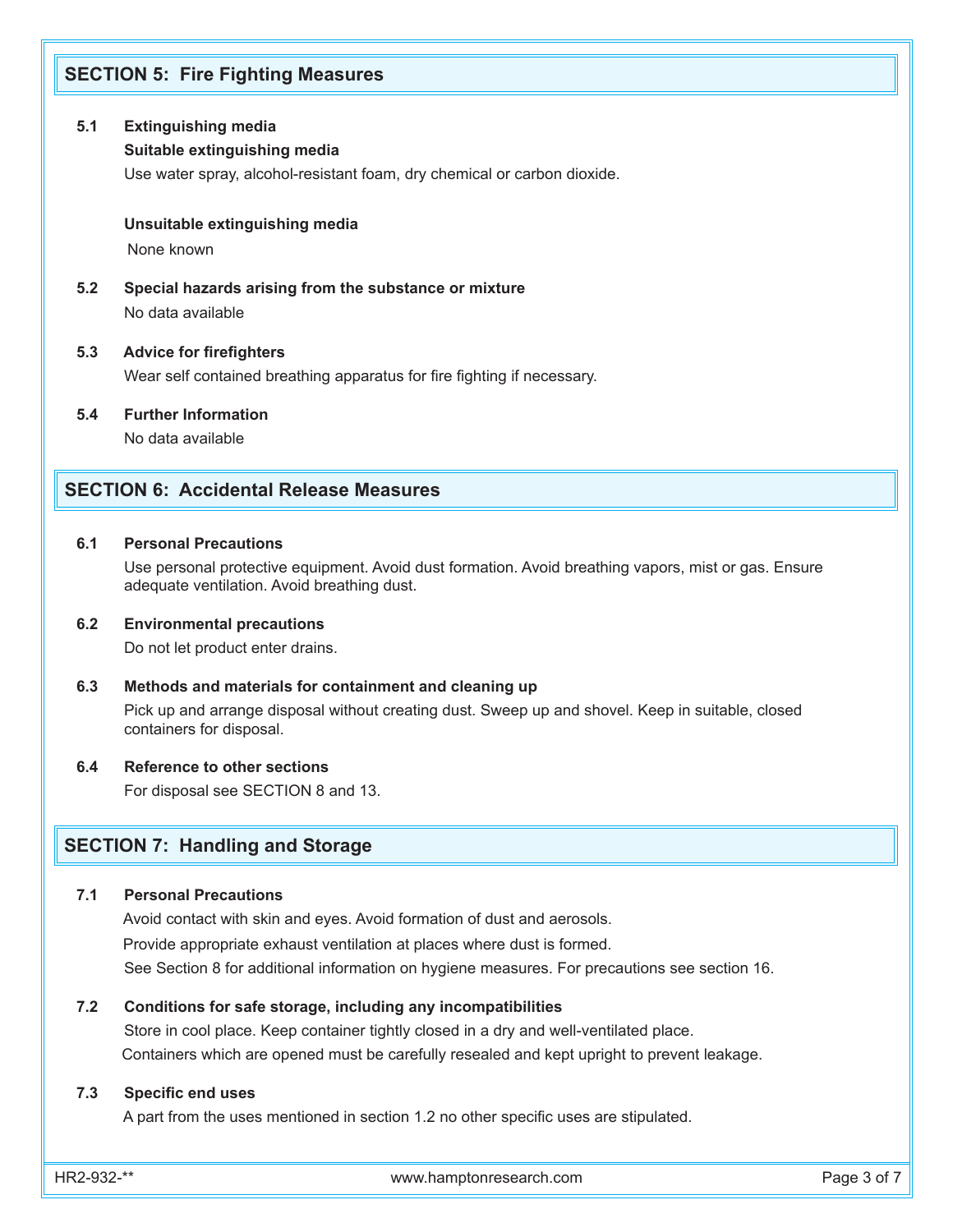## SECTION 5: Fire Fighting Measures

**5.1 Extinguishing media**

**Suitable extinguishing media**

Use water spray, alcohol-resistant foam, dry chemical or carbon dioxide.

**Unsuitable extinguishing media**

None known

**5.2 Special hazards arising from the substance or mixture**

No data available

**5.3 Advice for firefighters**

Wear self contained breathing apparatus for fire fighting if necessary.

**5.4 Further Information**

No data available

## SECTION 6: Accidental Release Measures

**6.1 Personal Precautions**

Use personal protective equipment. Avoid dust formation. Avoid breathing vapors, mist or gas. Ensure adequate ventilation. Avoid breathing dust.

**6.2 Environmental precautions**

Do not let product enter drains.

**6.3 Methods and materials for containment and cleaning up**

Pick up and arrange disposal without creating dust. Sweep up and shovel. Keep in suitable, closed containers for disposal.

**6.4 Reference to other sections**

For disposal see SECTION 8 and 13.

## SECTION 7: Handling and Storage

**7.1 Personal Precautions**

Avoid contact with skin and eyes. Avoid formation of dust and aerosols.

Provide appropriate exhaust ventilation at places where dust is formed.

See Section 8 for additional information on hygiene measures. For precautions see section 16.

**7.2 Conditions for safe storage, including any incompatibilities**

Store in cool place. Keep container tightly closed in a dry and well-ventilated place.

Containers which are opened must be carefully resealed and kept upright to prevent leakage.

**7.3 Specific end uses**

A part from the uses mentioned in section 1.2 no other specific uses are stipulated.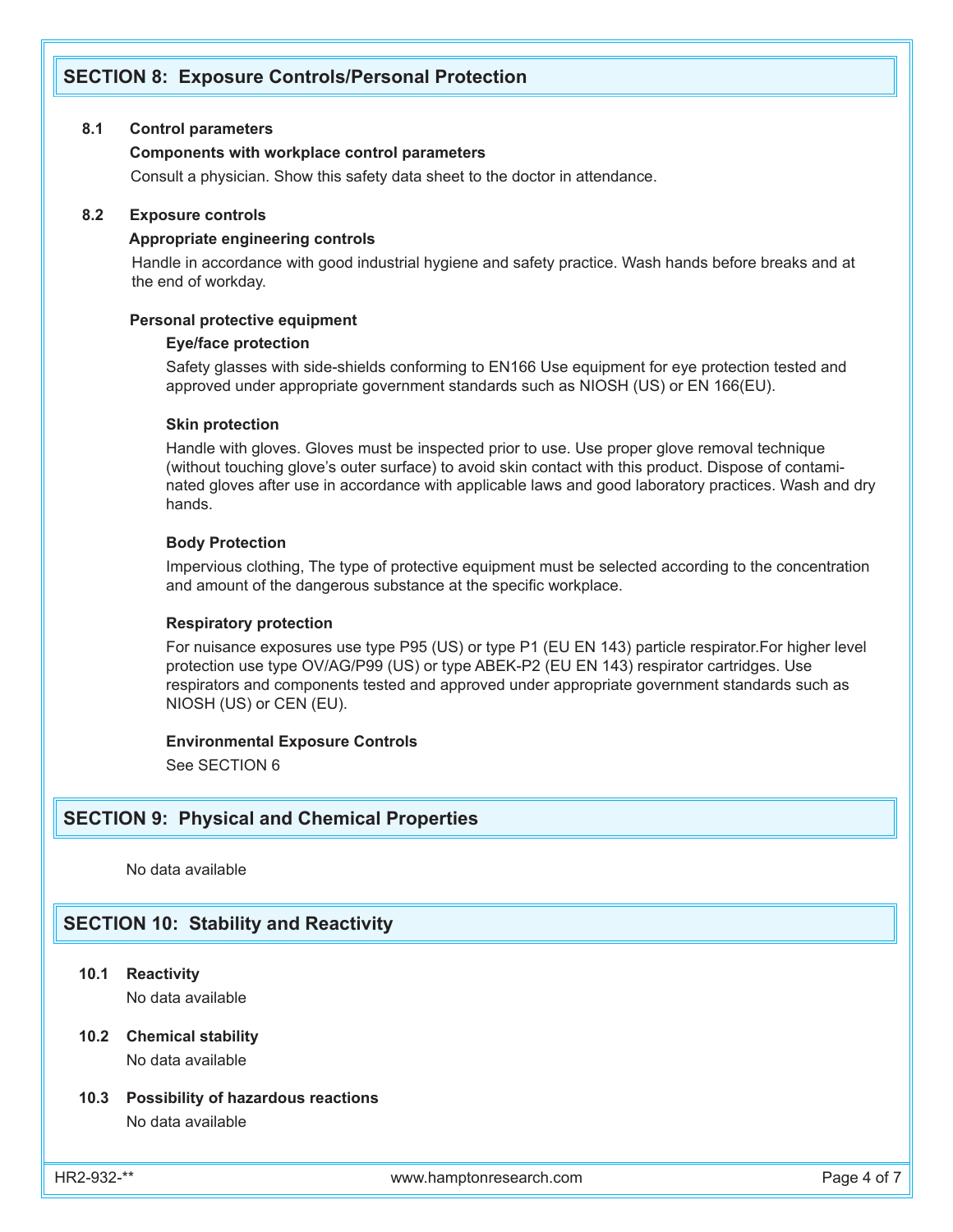## SECTION 8: Exposure Controls/Personal Protection

**8.1 Control parameters**

**Components with workplace control parameters**

Consult a physician. Show this safety data sheet to the doctor in attendance.

**8.2 Exposure controls**

**Appropriate engineering controls**

Handle in accordance with good industrial hygiene and safety practice. Wash hands before breaks and at the end of workday.

**Personal protective equipment**

**Eye/face protection**

Safety glasses with side-shields conforming to EN166 Use equipment for eye protection tested and approved under appropriate government standards such as NIOSH (US) or EN 166(EU).

**Skin protection**

Handle with gloves. Gloves must be inspected prior to use. Use proper glove removal technique (without touching glove's outer surface) to avoid skin contact with this product. Dispose of contaminated gloves after use in accordance with applicable laws and good laboratory practices. Wash and dry hands.

**Body Protection**

Impervious clothing, The type of protective equipment must be selected according to the concentration and amount of the dangerous substance at the specific workplace.

**Respiratory protection**

For nuisance exposures use type P95 (US) or type P1 (EU EN 143) particle respirator.For higher level protection use type OV/AG/P99 (US) or type ABEK-P2 (EU EN 143) respirator cartridges. Use respirators and components tested and approved under appropriate government standards such as NIOSH (US) or CEN (EU).

**Environmental Exposure Controls**

See SECTION 6

## SECTION 9: Physical and Chemical Properties

No data available

## SECTION 10: Stability and Reactivity

**10.1 Reactivity**

No data available

**10.2 Chemical stability**

No data available

**10.3 Possibility of hazardous reactions**

No data available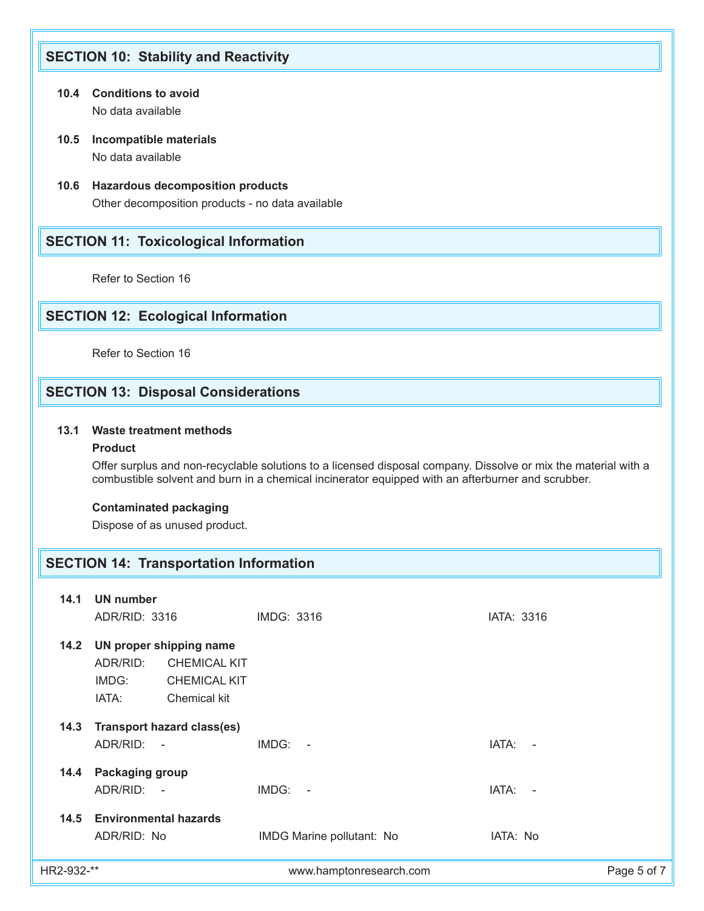## SECTION 10: Stability and Reactivity

**10.4 Conditions to avoid**

No data available

**10.5 Incompatible materials**

No data available

**10.6 Hazardous decomposition products**

Other decomposition products - no data available

## SECTION 11: Toxicological Information

Refer to Section 16

## SECTION 12: Ecological Information

Refer to Section 16

## SECTION 13: Disposal Considerations

**13.1 Waste treatment methods**

**Product**

Offer surplus and non-recyclable solutions to a licensed disposal company. Dissolve or mix the material with a combustible solvent and burn in a chemical incinerator equipped with an afterburner and scrubber.

**Contaminated packaging**

Dispose of as unused product.

## SECTION 14: Transportation Information

**14.1 UN number**

ADR/RID: 3316 IMDG: 3316 IATA: 3316

**14.2 UN proper shipping name**

ADR/RID: CHEMICAL KIT
IMDG: CHEMICAL KIT
IATA: Chemical kit

**14.3 Transport hazard class(es)**

ADR/RID: - IMDG: - IATA: -

**14.4 Packaging group**

ADR/RID: - IMDG: - IATA: -

**14.5 Environmental hazards**

ADR/RID: No IMDG Marine pollutant: No IATA: No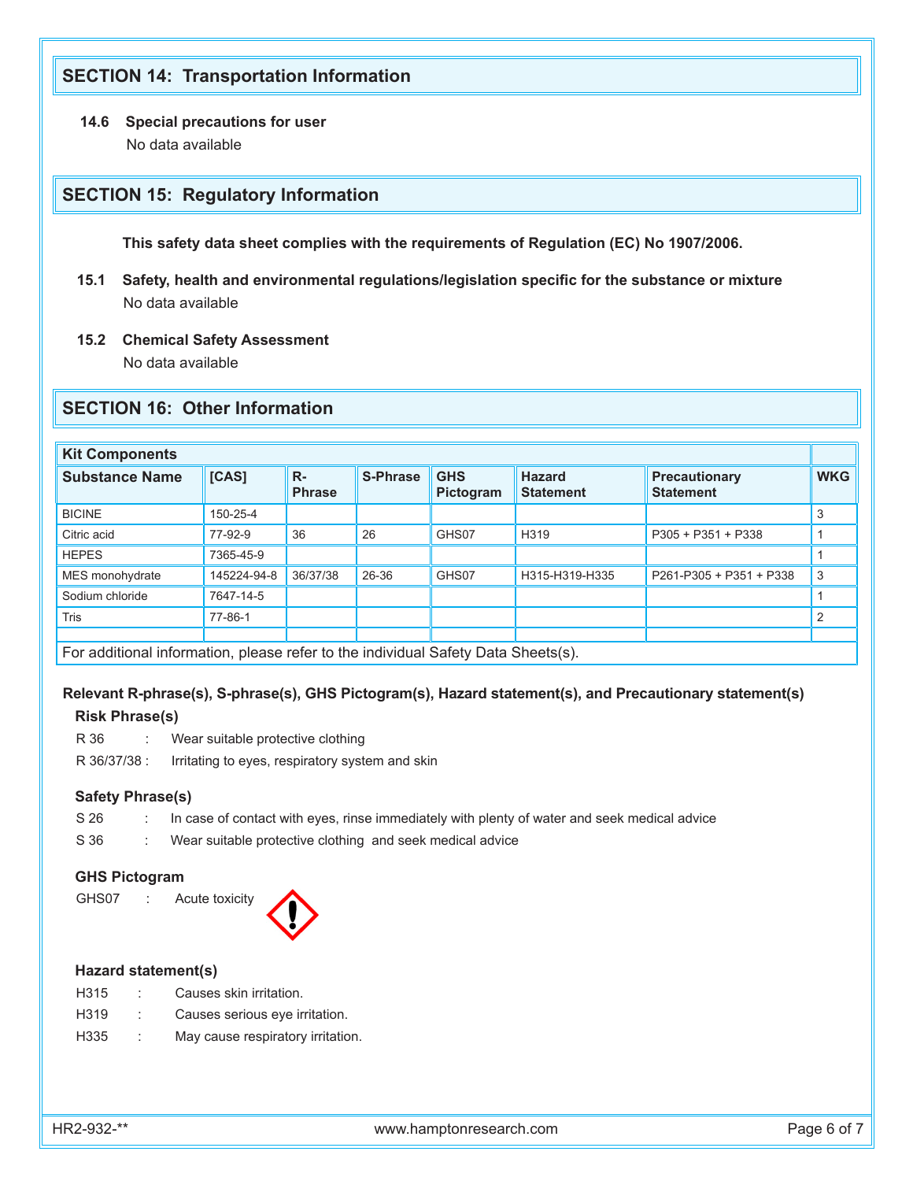## SECTION 14: Transportation Information

**14.6 Special precautions for user**

No data available

## SECTION 15: Regulatory Information

**This safety data sheet complies with the requirements of Regulation (EC) No 1907/2006.**

**15.1 Safety, health and environmental regulations/legislation specific for the substance or mixture**

No data available

**15.2 Chemical Safety Assessment**

No data available

## SECTION 16: Other Information

| Kit Components | | | | | | | |
|---|---|---|---|---|---|---|---|
| **Substance Name** | **[CAS]** | **R-Phrase** | **S-Phrase** | **GHS Pictogram** | **Hazard Statement** | **Precautionary Statement** | **WKG** |
| BICINE | 150-25-4 | | | | | | 3 |
| Citric acid | 77-92-9 | 36 | 26 | GHS07 | H319 | P305 + P351 + P338 | 1 |
| HEPES | 7365-45-9 | | | | | | 1 |
| MES monohydrate | 145224-94-8 | 36/37/38 | 26-36 | GHS07 | H315-H319-H335 | P261-P305 + P351 + P338 | 3 |
| Sodium chloride | 7647-14-5 | | | | | | 1 |
| Tris | 77-86-1 | | | | | | 2 |
| | | | | | | | |
| For additional information, please refer to the individual Safety Data Sheets(s). | | | | | | | |

**Relevant R-phrase(s), S-phrase(s), GHS Pictogram(s), Hazard statement(s), and Precautionary statement(s)**

**Risk Phrase(s)**

R 36 : Wear suitable protective clothing

R 36/37/38 : Irritating to eyes, respiratory system and skin

**Safety Phrase(s)**

S 26 : In case of contact with eyes, rinse immediately with plenty of water and seek medical advice

S 36 : Wear suitable protective clothing and seek medical advice

**GHS Pictogram**

GHS07 : Acute toxicity

**Hazard statement(s)**

H315 : Causes skin irritation.

H319 : Causes serious eye irritation.

H335 : May cause respiratory irritation.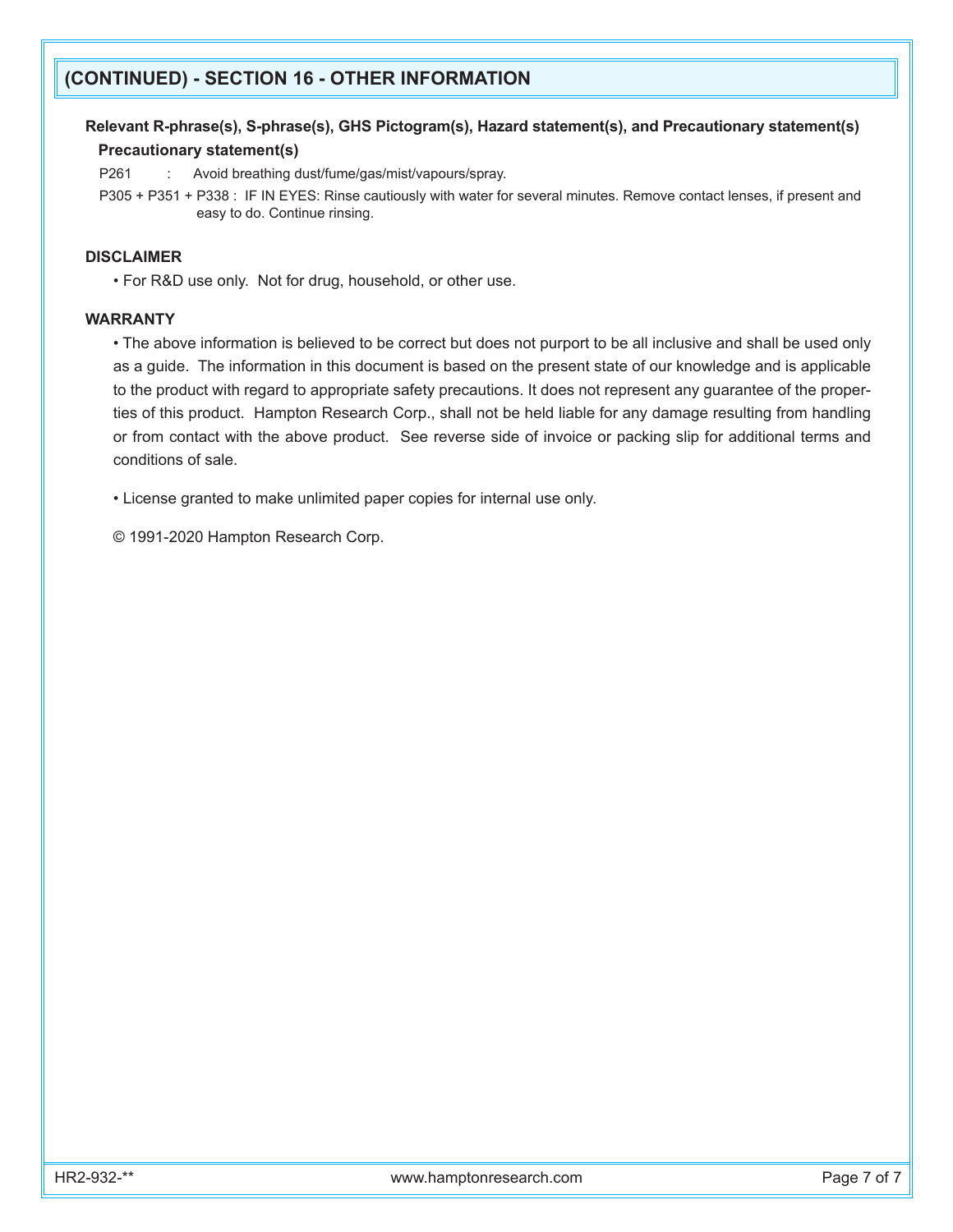## (CONTINUED) - SECTION 16 - OTHER INFORMATION

**Relevant R-phrase(s), S-phrase(s), GHS Pictogram(s), Hazard statement(s), and Precautionary statement(s)**

**Precautionary statement(s)**

P261 : Avoid breathing dust/fume/gas/mist/vapours/spray.

P305 + P351 + P338 : IF IN EYES: Rinse cautiously with water for several minutes. Remove contact lenses, if present and easy to do. Continue rinsing.

**DISCLAIMER**

- For R&D use only. Not for drug, household, or other use.

**WARRANTY**

- The above information is believed to be correct but does not purport to be all inclusive and shall be used only as a guide. The information in this document is based on the present state of our knowledge and is applicable to the product with regard to appropriate safety precautions. It does not represent any guarantee of the properties of this product. Hampton Research Corp., shall not be held liable for any damage resulting from handling or from contact with the above product. See reverse side of invoice or packing slip for additional terms and conditions of sale.

- License granted to make unlimited paper copies for internal use only.

© 1991-2020 Hampton Research Corp.